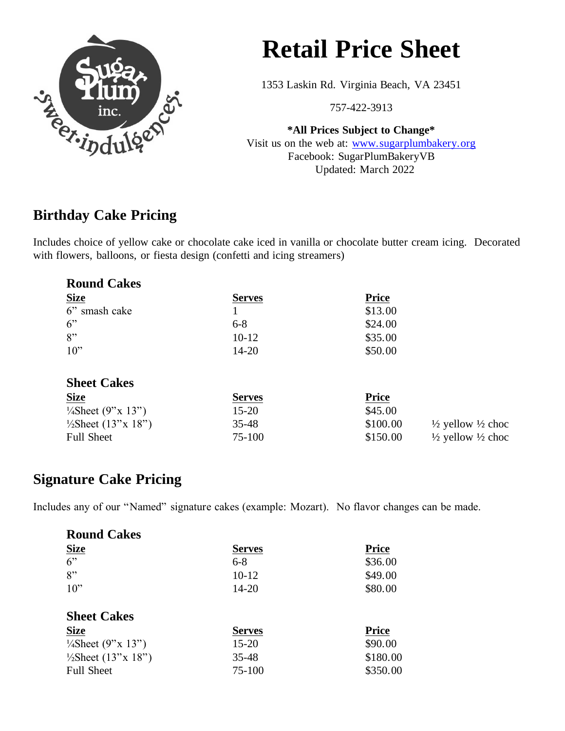# Retail Price Sheet

1353 Laskin Rd. Virginia Beach, VA 23451

757-422-3913

**\*All Prices Subject to Change\***

Visit us on the web at: [www.sugarplumbakery.org](http://www.sugarplumbakery.org)

Facebook: SugarPlumBakeryVB

Updated: March 2022

## Birthday Cake Pricing

Includes choice of yellow cake or chocolate cake iced in vanilla or chocolate butter cream icing. Decorated with flowers, balloons, or fiesta design (confetti and icing streamers)

### Round Cakes

| Size | Serves | Price |
|---|---|---|
| 6" smash cake | 1 | $13.00 |
| 6" | 6-8 | $24.00 |
| 8" | 10-12 | $35.00 |
| 10" | 14-20 | $50.00 |

### Sheet Cakes

| Size | Serves | Price | |
|---|---|---|---|
| ¼Sheet (9"x 13") | 15-20 | $45.00 | |
| ½Sheet (13"x 18") | 35-48 | $100.00 | ½ yellow ½ choc |
| Full Sheet | 75-100 | $150.00 | ½ yellow ½ choc |

## Signature Cake Pricing

Includes any of our "Named" signature cakes (example: Mozart). No flavor changes can be made.

### Round Cakes

| Size | Serves | Price |
|---|---|---|
| 6" | 6-8 | $36.00 |
| 8" | 10-12 | $49.00 |
| 10" | 14-20 | $80.00 |

### Sheet Cakes

| Size | Serves | Price |
|---|---|---|
| ¼Sheet (9"x 13") | 15-20 | $90.00 |
| ½Sheet (13"x 18") | 35-48 | $180.00 |
| Full Sheet | 75-100 | $350.00 |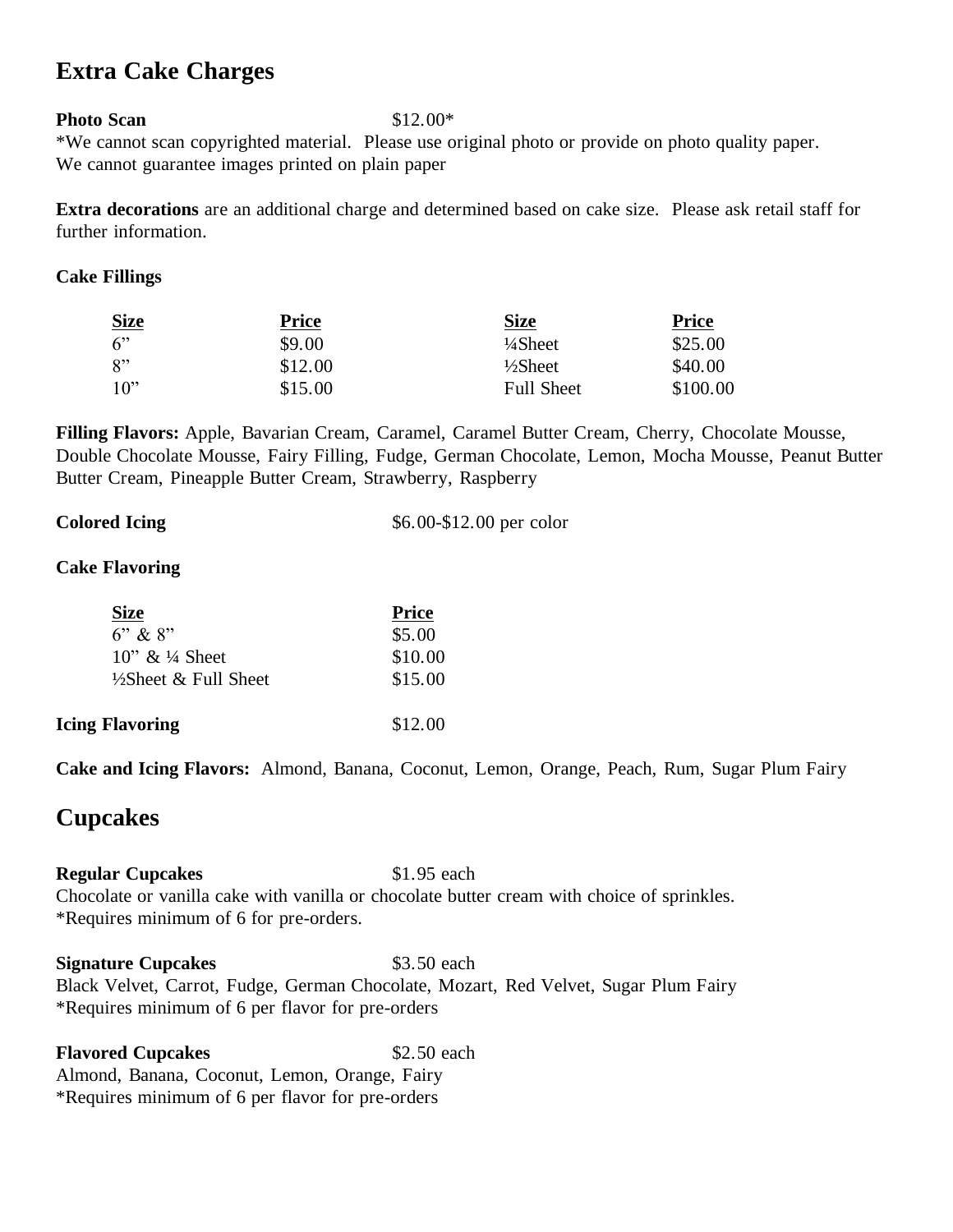## Extra Cake Charges

**Photo Scan** $12.00*

*We cannot scan copyrighted material. Please use original photo or provide on photo quality paper. We cannot guarantee images printed on plain paper

**Extra decorations** are an additional charge and determined based on cake size. Please ask retail staff for further information.

**Cake Fillings**

| Size | Price | Size | Price |
|---|---|---|---|
| 6" | $9.00 | ¼Sheet | $25.00 |
| 8" | $12.00 | ½Sheet | $40.00 |
| 10" | $15.00 | Full Sheet | $100.00 |

**Filling Flavors:** Apple, Bavarian Cream, Caramel, Caramel Butter Cream, Cherry, Chocolate Mousse, Double Chocolate Mousse, Fairy Filling, Fudge, German Chocolate, Lemon, Mocha Mousse, Peanut Butter Butter Cream, Pineapple Butter Cream, Strawberry, Raspberry

**Colored Icing** $6.00-$12.00 per color

**Cake Flavoring**

| Size | Price |
|---|---|
| 6" & 8" | $5.00 |
| 10" & ¼ Sheet | $10.00 |
| ½Sheet & Full Sheet | $15.00 |

**Icing Flavoring** $12.00

**Cake and Icing Flavors:** Almond, Banana, Coconut, Lemon, Orange, Peach, Rum, Sugar Plum Fairy

## Cupcakes

**Regular Cupcakes** $1.95 each

Chocolate or vanilla cake with vanilla or chocolate butter cream with choice of sprinkles.
*Requires minimum of 6 for pre-orders.

**Signature Cupcakes** $3.50 each

Black Velvet, Carrot, Fudge, German Chocolate, Mozart, Red Velvet, Sugar Plum Fairy
*Requires minimum of 6 per flavor for pre-orders

**Flavored Cupcakes** $2.50 each

Almond, Banana, Coconut, Lemon, Orange, Fairy
*Requires minimum of 6 per flavor for pre-orders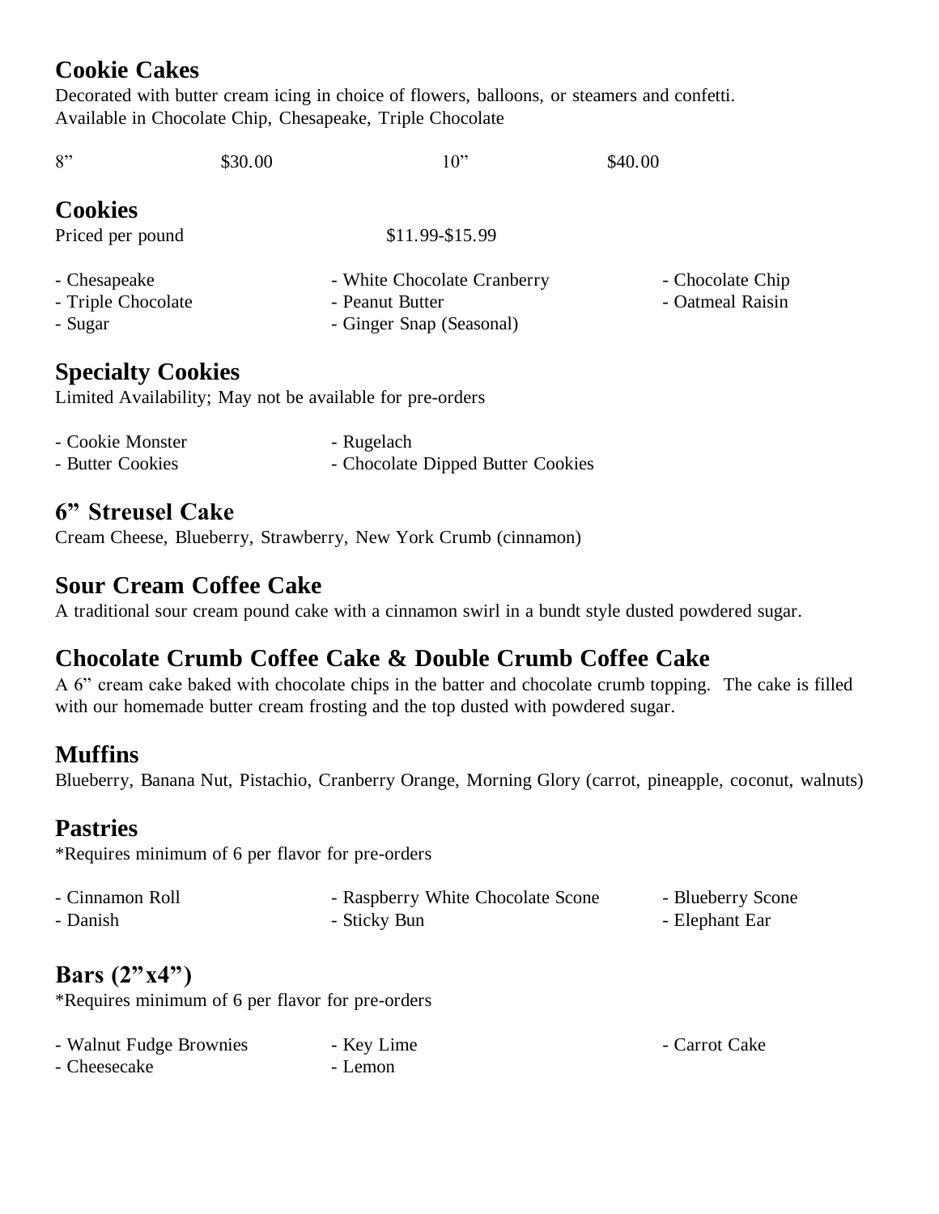## Cookie Cakes

Decorated with butter cream icing in choice of flowers, balloons, or steamers and confetti.
Available in Chocolate Chip, Chesapeake, Triple Chocolate

| 8" | $30.00 | 10" | $40.00 |
|---|---|---|---|

## Cookies

Priced per pound $11.99-$15.99

- Chesapeake
- White Chocolate Cranberry
- Chocolate Chip
- Triple Chocolate
- Peanut Butter
- Oatmeal Raisin
- Sugar
- Ginger Snap (Seasonal)

## Specialty Cookies

Limited Availability; May not be available for pre-orders

- Cookie Monster
- Rugelach
- Butter Cookies
- Chocolate Dipped Butter Cookies

## 6" Streusel Cake

Cream Cheese, Blueberry, Strawberry, New York Crumb (cinnamon)

## Sour Cream Coffee Cake

A traditional sour cream pound cake with a cinnamon swirl in a bundt style dusted powdered sugar.

## Chocolate Crumb Coffee Cake & Double Crumb Coffee Cake

A 6" cream cake baked with chocolate chips in the batter and chocolate crumb topping. The cake is filled with our homemade butter cream frosting and the top dusted with powdered sugar.

## Muffins

Blueberry, Banana Nut, Pistachio, Cranberry Orange, Morning Glory (carrot, pineapple, coconut, walnuts)

## Pastries

*Requires minimum of 6 per flavor for pre-orders

- Cinnamon Roll
- Raspberry White Chocolate Scone
- Blueberry Scone
- Danish
- Sticky Bun
- Elephant Ear

## Bars (2"x4")

*Requires minimum of 6 per flavor for pre-orders

- Walnut Fudge Brownies
- Key Lime
- Carrot Cake
- Cheesecake
- Lemon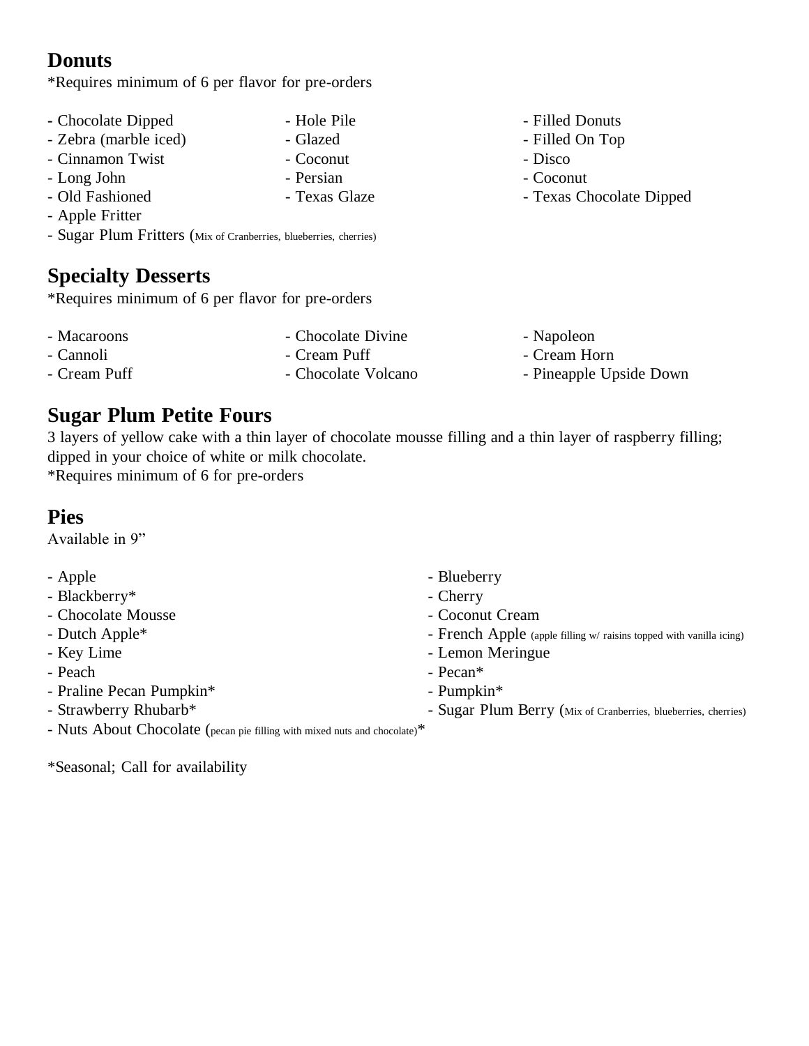## Donuts

*Requires minimum of 6 per flavor for pre-orders

- Chocolate Dipped
- Zebra (marble iced)
- Cinnamon Twist
- Long John
- Old Fashioned
- Apple Fritter
- Sugar Plum Fritters (Mix of Cranberries, blueberries, cherries)
- Hole Pile
- Glazed
- Coconut
- Persian
- Texas Glaze
- Filled Donuts
- Filled On Top
- Disco
- Coconut
- Texas Chocolate Dipped

## Specialty Desserts

*Requires minimum of 6 per flavor for pre-orders

- Macaroons
- Cannoli
- Cream Puff
- Chocolate Divine
- Cream Puff
- Chocolate Volcano
- Napoleon
- Cream Horn
- Pineapple Upside Down

## Sugar Plum Petite Fours

3 layers of yellow cake with a thin layer of chocolate mousse filling and a thin layer of raspberry filling; dipped in your choice of white or milk chocolate.
*Requires minimum of 6 for pre-orders

## Pies

Available in 9”

- Apple
- Blackberry*
- Chocolate Mousse
- Dutch Apple*
- Key Lime
- Peach
- Praline Pecan Pumpkin*
- Strawberry Rhubarb*
- Nuts About Chocolate (pecan pie filling with mixed nuts and chocolate)*
- Blueberry
- Cherry
- Coconut Cream
- French Apple (apple filling w/ raisins topped with vanilla icing)
- Lemon Meringue
- Pecan*
- Pumpkin*
- Sugar Plum Berry (Mix of Cranberries, blueberries, cherries)

*Seasonal; Call for availability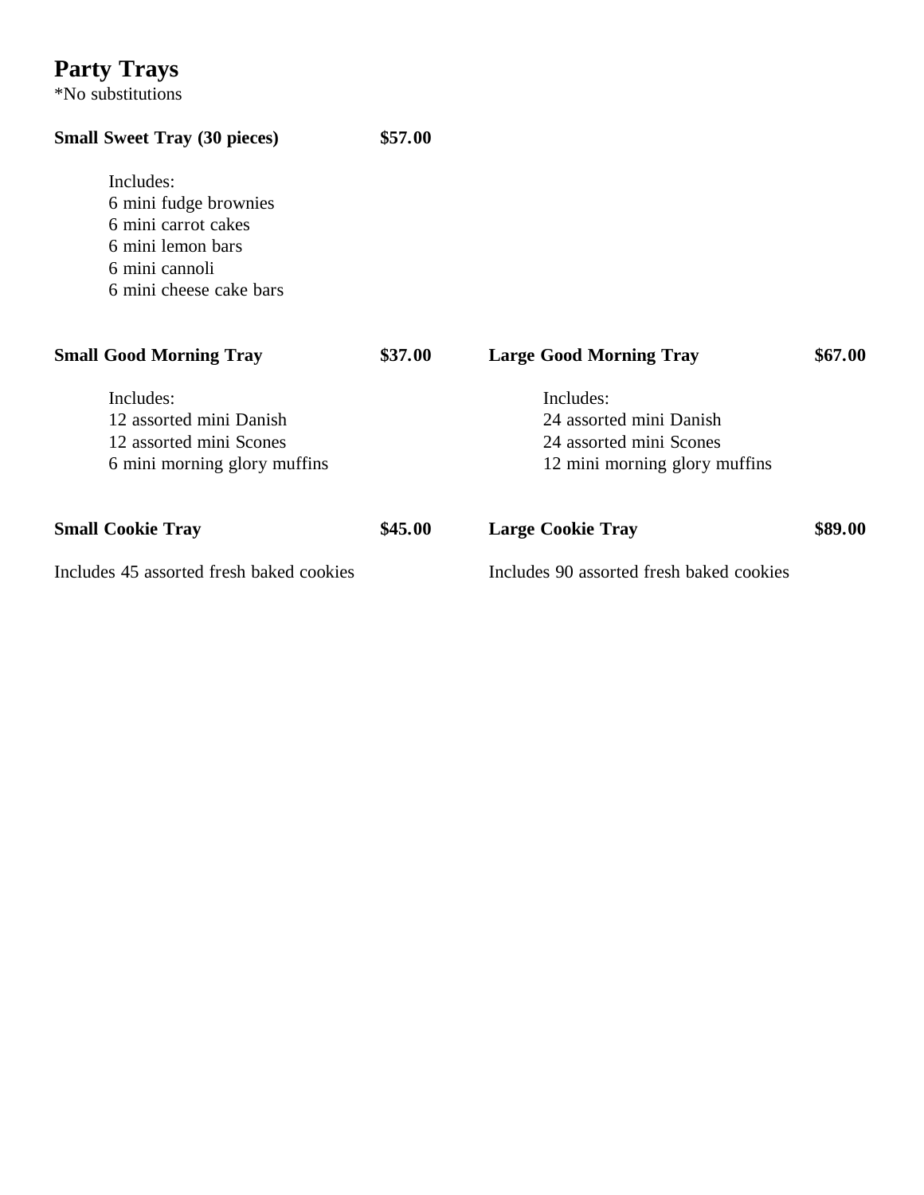# Party Trays

*No substitutions

**Small Sweet Tray (30 pieces)** **$57.00**

Includes:
6 mini fudge brownies
6 mini carrot cakes
6 mini lemon bars
6 mini cannoli
6 mini cheese cake bars

**Small Good Morning Tray** **$37.00**

Includes:
12 assorted mini Danish
12 assorted mini Scones
6 mini morning glory muffins

**Large Good Morning Tray** **$67.00**

Includes:
24 assorted mini Danish
24 assorted mini Scones
12 mini morning glory muffins

**Small Cookie Tray** **$45.00**

Includes 45 assorted fresh baked cookies

**Large Cookie Tray** **$89.00**

Includes 90 assorted fresh baked cookies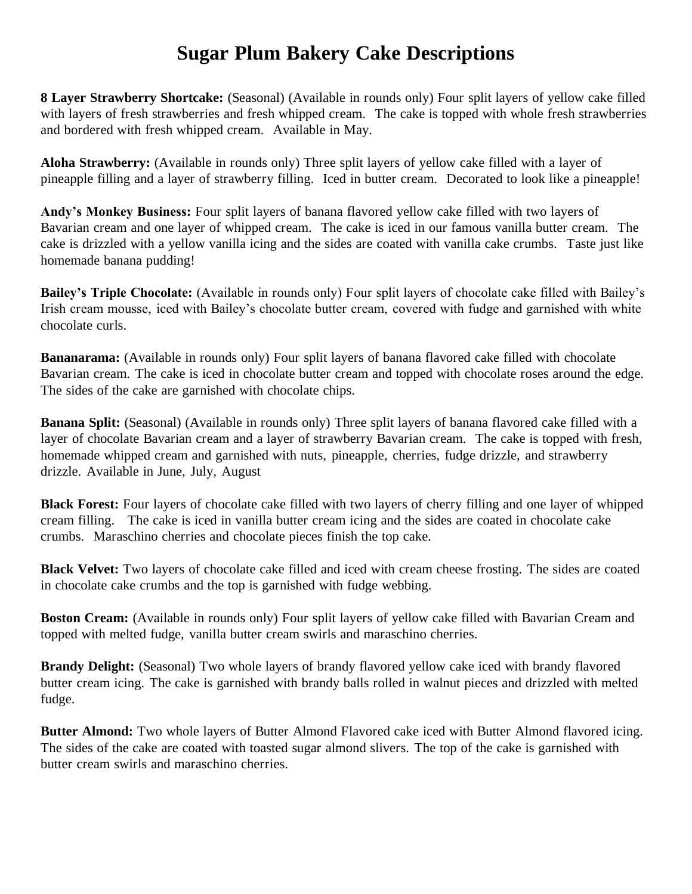# Sugar Plum Bakery Cake Descriptions

**8 Layer Strawberry Shortcake:** (Seasonal) (Available in rounds only) Four split layers of yellow cake filled with layers of fresh strawberries and fresh whipped cream. The cake is topped with whole fresh strawberries and bordered with fresh whipped cream. Available in May.

**Aloha Strawberry:** (Available in rounds only) Three split layers of yellow cake filled with a layer of pineapple filling and a layer of strawberry filling. Iced in butter cream. Decorated to look like a pineapple!

**Andy's Monkey Business:** Four split layers of banana flavored yellow cake filled with two layers of Bavarian cream and one layer of whipped cream. The cake is iced in our famous vanilla butter cream. The cake is drizzled with a yellow vanilla icing and the sides are coated with vanilla cake crumbs. Taste just like homemade banana pudding!

**Bailey's Triple Chocolate:** (Available in rounds only) Four split layers of chocolate cake filled with Bailey's Irish cream mousse, iced with Bailey's chocolate butter cream, covered with fudge and garnished with white chocolate curls.

**Bananarama:** (Available in rounds only) Four split layers of banana flavored cake filled with chocolate Bavarian cream. The cake is iced in chocolate butter cream and topped with chocolate roses around the edge. The sides of the cake are garnished with chocolate chips.

**Banana Split:** (Seasonal) (Available in rounds only) Three split layers of banana flavored cake filled with a layer of chocolate Bavarian cream and a layer of strawberry Bavarian cream. The cake is topped with fresh, homemade whipped cream and garnished with nuts, pineapple, cherries, fudge drizzle, and strawberry drizzle. Available in June, July, August

**Black Forest:** Four layers of chocolate cake filled with two layers of cherry filling and one layer of whipped cream filling. The cake is iced in vanilla butter cream icing and the sides are coated in chocolate cake crumbs. Maraschino cherries and chocolate pieces finish the top cake.

**Black Velvet:** Two layers of chocolate cake filled and iced with cream cheese frosting. The sides are coated in chocolate cake crumbs and the top is garnished with fudge webbing.

**Boston Cream:** (Available in rounds only) Four split layers of yellow cake filled with Bavarian Cream and topped with melted fudge, vanilla butter cream swirls and maraschino cherries.

**Brandy Delight:** (Seasonal) Two whole layers of brandy flavored yellow cake iced with brandy flavored butter cream icing. The cake is garnished with brandy balls rolled in walnut pieces and drizzled with melted fudge.

**Butter Almond:** Two whole layers of Butter Almond Flavored cake iced with Butter Almond flavored icing. The sides of the cake are coated with toasted sugar almond slivers. The top of the cake is garnished with butter cream swirls and maraschino cherries.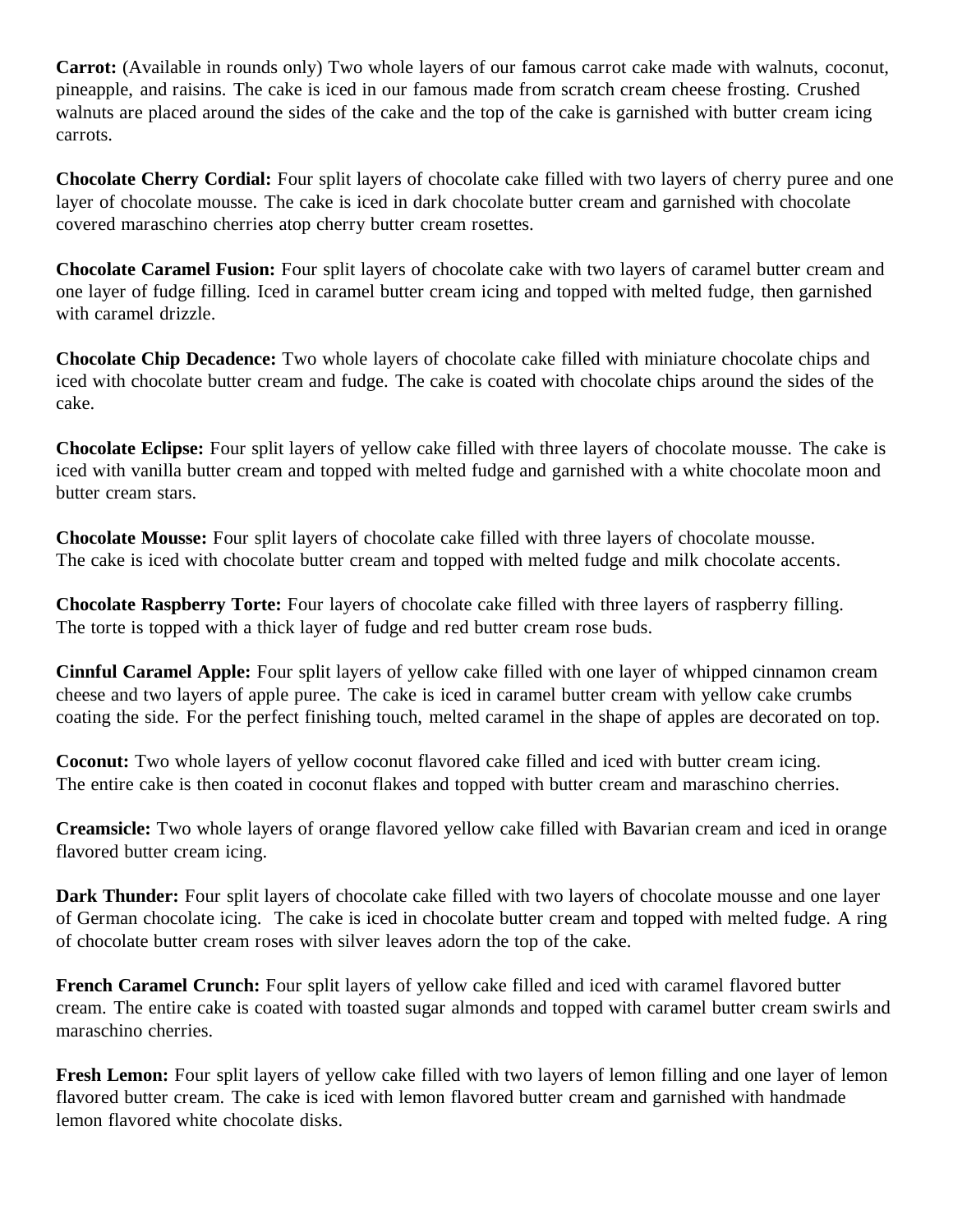**Carrot:** (Available in rounds only) Two whole layers of our famous carrot cake made with walnuts, coconut, pineapple, and raisins. The cake is iced in our famous made from scratch cream cheese frosting. Crushed walnuts are placed around the sides of the cake and the top of the cake is garnished with butter cream icing carrots.

**Chocolate Cherry Cordial:** Four split layers of chocolate cake filled with two layers of cherry puree and one layer of chocolate mousse. The cake is iced in dark chocolate butter cream and garnished with chocolate covered maraschino cherries atop cherry butter cream rosettes.

**Chocolate Caramel Fusion:** Four split layers of chocolate cake with two layers of caramel butter cream and one layer of fudge filling. Iced in caramel butter cream icing and topped with melted fudge, then garnished with caramel drizzle.

**Chocolate Chip Decadence:** Two whole layers of chocolate cake filled with miniature chocolate chips and iced with chocolate butter cream and fudge. The cake is coated with chocolate chips around the sides of the cake.

**Chocolate Eclipse:** Four split layers of yellow cake filled with three layers of chocolate mousse. The cake is iced with vanilla butter cream and topped with melted fudge and garnished with a white chocolate moon and butter cream stars.

**Chocolate Mousse:** Four split layers of chocolate cake filled with three layers of chocolate mousse. The cake is iced with chocolate butter cream and topped with melted fudge and milk chocolate accents.

**Chocolate Raspberry Torte:** Four layers of chocolate cake filled with three layers of raspberry filling. The torte is topped with a thick layer of fudge and red butter cream rose buds.

**Cinnful Caramel Apple:** Four split layers of yellow cake filled with one layer of whipped cinnamon cream cheese and two layers of apple puree. The cake is iced in caramel butter cream with yellow cake crumbs coating the side. For the perfect finishing touch, melted caramel in the shape of apples are decorated on top.

**Coconut:** Two whole layers of yellow coconut flavored cake filled and iced with butter cream icing. The entire cake is then coated in coconut flakes and topped with butter cream and maraschino cherries.

**Creamsicle:** Two whole layers of orange flavored yellow cake filled with Bavarian cream and iced in orange flavored butter cream icing.

**Dark Thunder:** Four split layers of chocolate cake filled with two layers of chocolate mousse and one layer of German chocolate icing. The cake is iced in chocolate butter cream and topped with melted fudge. A ring of chocolate butter cream roses with silver leaves adorn the top of the cake.

**French Caramel Crunch:** Four split layers of yellow cake filled and iced with caramel flavored butter cream. The entire cake is coated with toasted sugar almonds and topped with caramel butter cream swirls and maraschino cherries.

**Fresh Lemon:** Four split layers of yellow cake filled with two layers of lemon filling and one layer of lemon flavored butter cream. The cake is iced with lemon flavored butter cream and garnished with handmade lemon flavored white chocolate disks.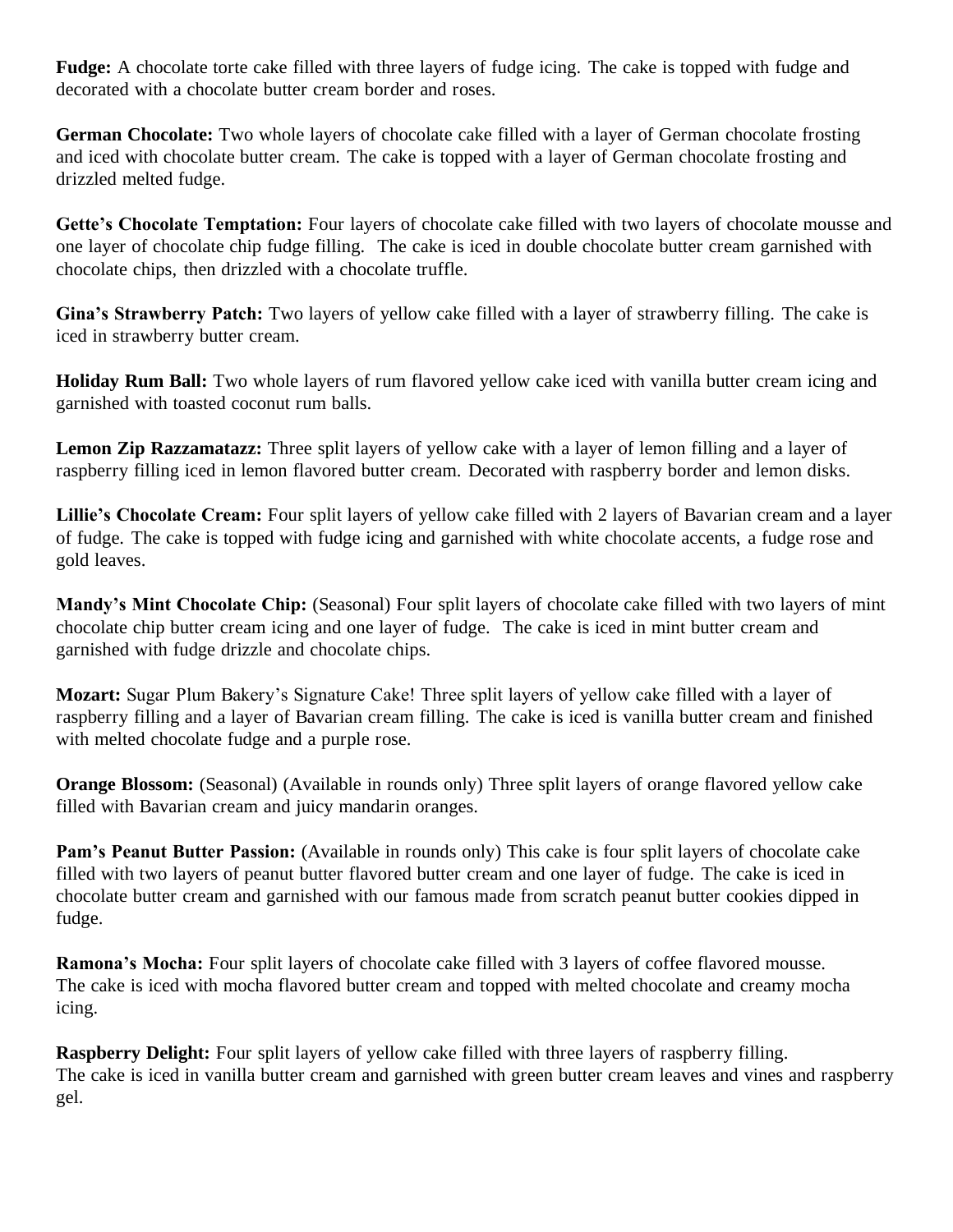**Fudge:** A chocolate torte cake filled with three layers of fudge icing. The cake is topped with fudge and decorated with a chocolate butter cream border and roses.

**German Chocolate:** Two whole layers of chocolate cake filled with a layer of German chocolate frosting and iced with chocolate butter cream. The cake is topped with a layer of German chocolate frosting and drizzled melted fudge.

**Gette's Chocolate Temptation:** Four layers of chocolate cake filled with two layers of chocolate mousse and one layer of chocolate chip fudge filling. The cake is iced in double chocolate butter cream garnished with chocolate chips, then drizzled with a chocolate truffle.

**Gina's Strawberry Patch:** Two layers of yellow cake filled with a layer of strawberry filling. The cake is iced in strawberry butter cream.

**Holiday Rum Ball:** Two whole layers of rum flavored yellow cake iced with vanilla butter cream icing and garnished with toasted coconut rum balls.

**Lemon Zip Razzamatazz:** Three split layers of yellow cake with a layer of lemon filling and a layer of raspberry filling iced in lemon flavored butter cream. Decorated with raspberry border and lemon disks.

**Lillie's Chocolate Cream:** Four split layers of yellow cake filled with 2 layers of Bavarian cream and a layer of fudge. The cake is topped with fudge icing and garnished with white chocolate accents, a fudge rose and gold leaves.

**Mandy's Mint Chocolate Chip:** (Seasonal) Four split layers of chocolate cake filled with two layers of mint chocolate chip butter cream icing and one layer of fudge. The cake is iced in mint butter cream and garnished with fudge drizzle and chocolate chips.

**Mozart:** Sugar Plum Bakery's Signature Cake! Three split layers of yellow cake filled with a layer of raspberry filling and a layer of Bavarian cream filling. The cake is iced is vanilla butter cream and finished with melted chocolate fudge and a purple rose.

**Orange Blossom:** (Seasonal) (Available in rounds only) Three split layers of orange flavored yellow cake filled with Bavarian cream and juicy mandarin oranges.

**Pam's Peanut Butter Passion:** (Available in rounds only) This cake is four split layers of chocolate cake filled with two layers of peanut butter flavored butter cream and one layer of fudge. The cake is iced in chocolate butter cream and garnished with our famous made from scratch peanut butter cookies dipped in fudge.

**Ramona's Mocha:** Four split layers of chocolate cake filled with 3 layers of coffee flavored mousse. The cake is iced with mocha flavored butter cream and topped with melted chocolate and creamy mocha icing.

**Raspberry Delight:** Four split layers of yellow cake filled with three layers of raspberry filling. The cake is iced in vanilla butter cream and garnished with green butter cream leaves and vines and raspberry gel.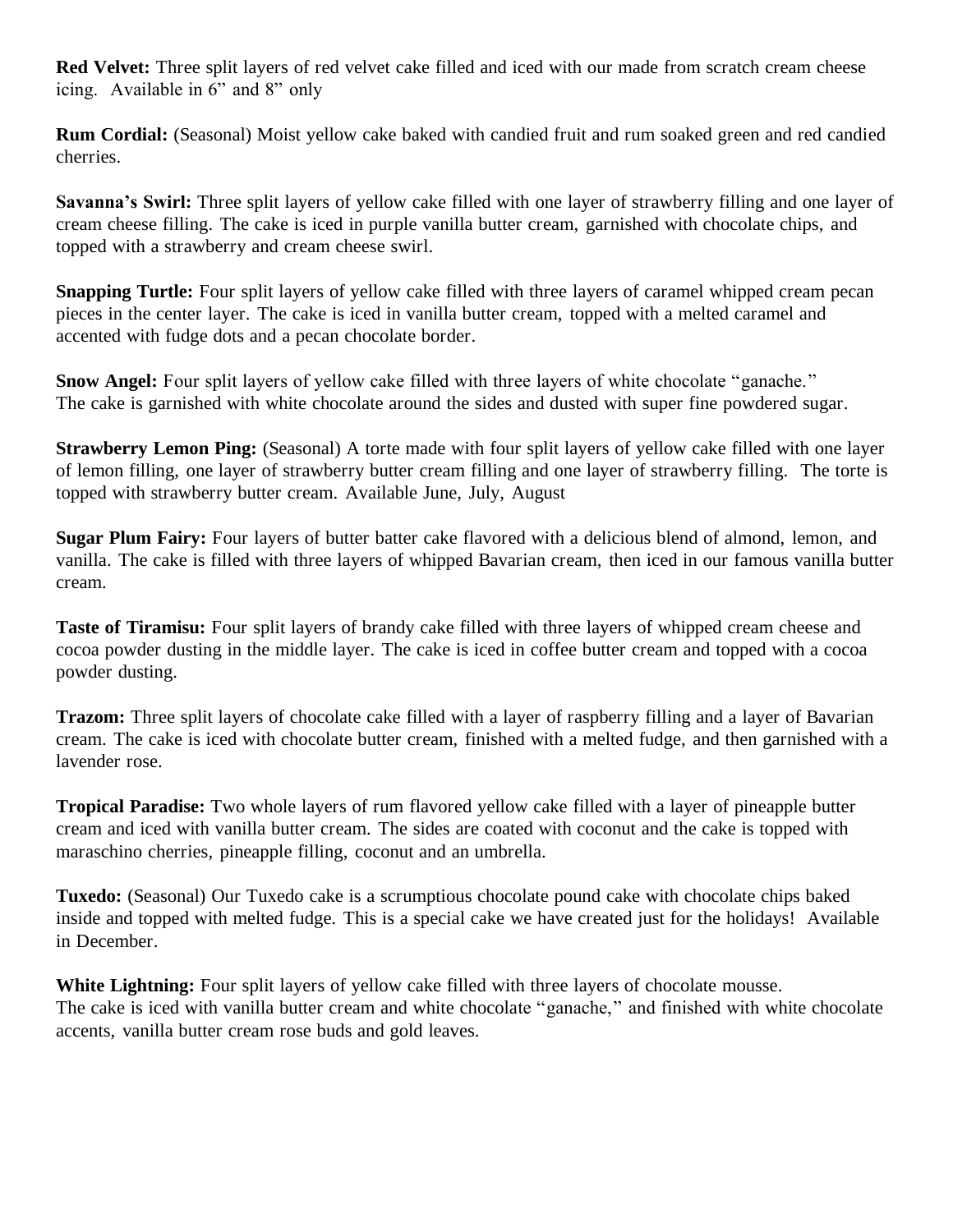**Red Velvet:** Three split layers of red velvet cake filled and iced with our made from scratch cream cheese icing. Available in 6" and 8" only

**Rum Cordial:** (Seasonal) Moist yellow cake baked with candied fruit and rum soaked green and red candied cherries.

**Savanna's Swirl:** Three split layers of yellow cake filled with one layer of strawberry filling and one layer of cream cheese filling. The cake is iced in purple vanilla butter cream, garnished with chocolate chips, and topped with a strawberry and cream cheese swirl.

**Snapping Turtle:** Four split layers of yellow cake filled with three layers of caramel whipped cream pecan pieces in the center layer. The cake is iced in vanilla butter cream, topped with a melted caramel and accented with fudge dots and a pecan chocolate border.

**Snow Angel:** Four split layers of yellow cake filled with three layers of white chocolate "ganache." The cake is garnished with white chocolate around the sides and dusted with super fine powdered sugar.

**Strawberry Lemon Ping:** (Seasonal) A torte made with four split layers of yellow cake filled with one layer of lemon filling, one layer of strawberry butter cream filling and one layer of strawberry filling. The torte is topped with strawberry butter cream. Available June, July, August

**Sugar Plum Fairy:** Four layers of butter batter cake flavored with a delicious blend of almond, lemon, and vanilla. The cake is filled with three layers of whipped Bavarian cream, then iced in our famous vanilla butter cream.

**Taste of Tiramisu:** Four split layers of brandy cake filled with three layers of whipped cream cheese and cocoa powder dusting in the middle layer. The cake is iced in coffee butter cream and topped with a cocoa powder dusting.

**Trazom:** Three split layers of chocolate cake filled with a layer of raspberry filling and a layer of Bavarian cream. The cake is iced with chocolate butter cream, finished with a melted fudge, and then garnished with a lavender rose.

**Tropical Paradise:** Two whole layers of rum flavored yellow cake filled with a layer of pineapple butter cream and iced with vanilla butter cream. The sides are coated with coconut and the cake is topped with maraschino cherries, pineapple filling, coconut and an umbrella.

**Tuxedo:** (Seasonal) Our Tuxedo cake is a scrumptious chocolate pound cake with chocolate chips baked inside and topped with melted fudge. This is a special cake we have created just for the holidays! Available in December.

**White Lightning:** Four split layers of yellow cake filled with three layers of chocolate mousse. The cake is iced with vanilla butter cream and white chocolate "ganache," and finished with white chocolate accents, vanilla butter cream rose buds and gold leaves.